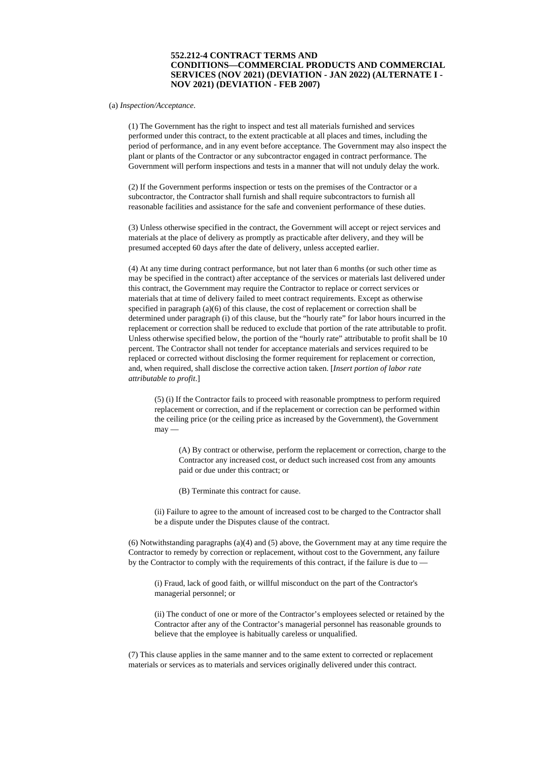# 552.212-4 CONTRACT TERMS AND CONDITIONS—COMMERCIAL PRODUCTS AND COMMERCIAL SERVICES (NOV 2021) (DEVIATION - JAN 2022) (ALTERNATE I - NOV 2021) (DEVIATION - FEB 2007)

(a) *Inspection/Acceptance.*

(1) The Government has the right to inspect and test all materials furnished and services performed under this contract, to the extent practicable at all places and times, including the period of performance, and in any event before acceptance. The Government may also inspect the plant or plants of the Contractor or any subcontractor engaged in contract performance. The Government will perform inspections and tests in a manner that will not unduly delay the work.

(2) If the Government performs inspection or tests on the premises of the Contractor or a subcontractor, the Contractor shall furnish and shall require subcontractors to furnish all reasonable facilities and assistance for the safe and convenient performance of these duties.

(3) Unless otherwise specified in the contract, the Government will accept or reject services and materials at the place of delivery as promptly as practicable after delivery, and they will be presumed accepted 60 days after the date of delivery, unless accepted earlier.

(4) At any time during contract performance, but not later than 6 months (or such other time as may be specified in the contract) after acceptance of the services or materials last delivered under this contract, the Government may require the Contractor to replace or correct services or materials that at time of delivery failed to meet contract requirements. Except as otherwise specified in paragraph (a)(6) of this clause, the cost of replacement or correction shall be determined under paragraph (i) of this clause, but the "hourly rate" for labor hours incurred in the replacement or correction shall be reduced to exclude that portion of the rate attributable to profit. Unless otherwise specified below, the portion of the "hourly rate" attributable to profit shall be 10 percent. The Contractor shall not tender for acceptance materials and services required to be replaced or corrected without disclosing the former requirement for replacement or correction, and, when required, shall disclose the corrective action taken. [*Insert portion of labor rate attributable to profit.*]

(5) (i) If the Contractor fails to proceed with reasonable promptness to perform required replacement or correction, and if the replacement or correction can be performed within the ceiling price (or the ceiling price as increased by the Government), the Government may —

(A) By contract or otherwise, perform the replacement or correction, charge to the Contractor any increased cost, or deduct such increased cost from any amounts paid or due under this contract; or

(B) Terminate this contract for cause.

(ii) Failure to agree to the amount of increased cost to be charged to the Contractor shall be a dispute under the Disputes clause of the contract.

(6) Notwithstanding paragraphs (a)(4) and (5) above, the Government may at any time require the Contractor to remedy by correction or replacement, without cost to the Government, any failure by the Contractor to comply with the requirements of this contract, if the failure is due to —

(i) Fraud, lack of good faith, or willful misconduct on the part of the Contractor's managerial personnel; or

(ii) The conduct of one or more of the Contractor's employees selected or retained by the Contractor after any of the Contractor's managerial personnel has reasonable grounds to believe that the employee is habitually careless or unqualified.

(7) This clause applies in the same manner and to the same extent to corrected or replacement materials or services as to materials and services originally delivered under this contract.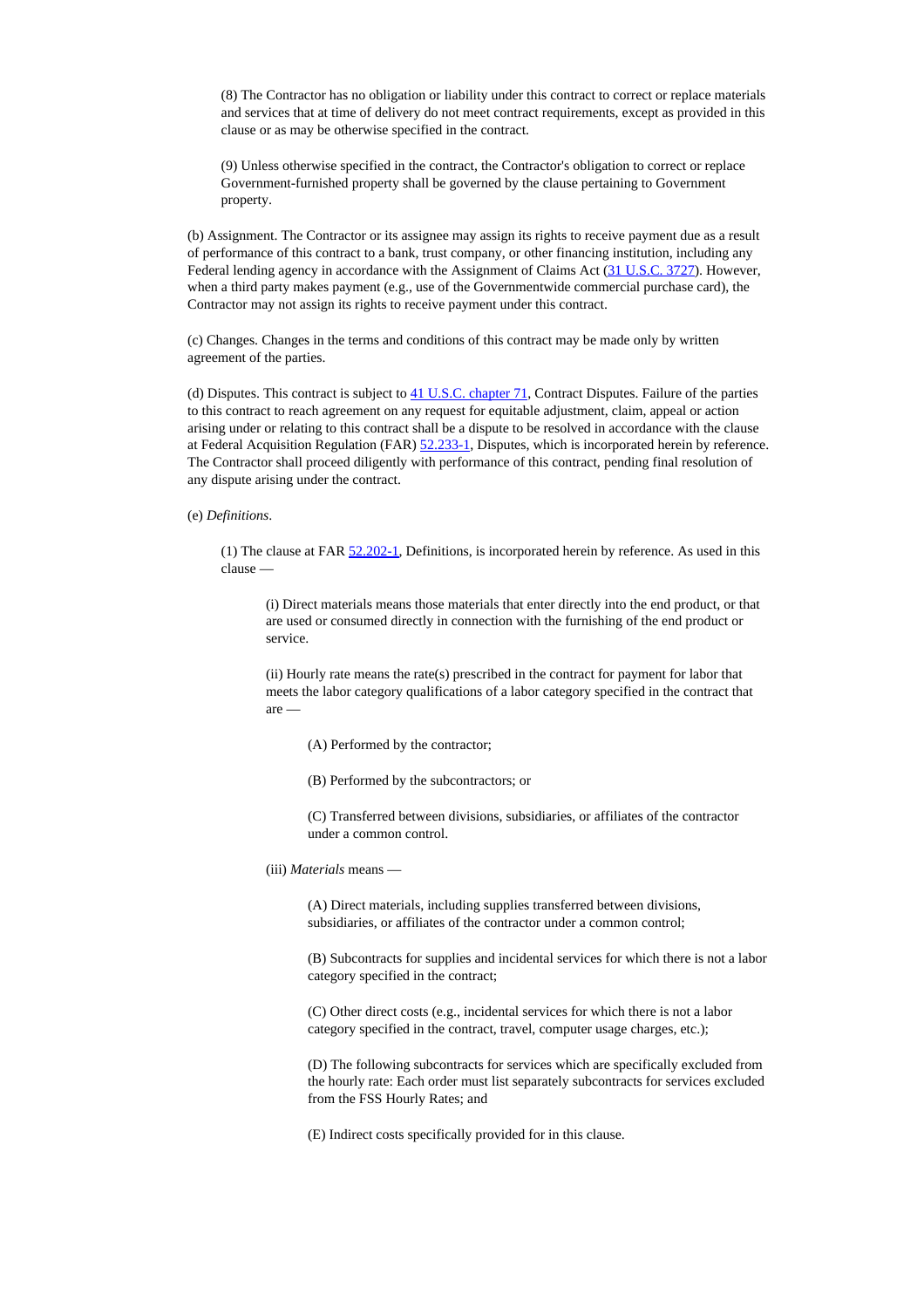(8) The Contractor has no obligation or liability under this contract to correct or replace materials and services that at time of delivery do not meet contract requirements, except as provided in this clause or as may be otherwise specified in the contract.

(9) Unless otherwise specified in the contract, the Contractor's obligation to correct or replace Government-furnished property shall be governed by the clause pertaining to Government property.

(b) Assignment. The Contractor or its assignee may assign its rights to receive payment due as a result of performance of this contract to a bank, trust company, or other financing institution, including any Federal lending agency in accordance with the Assignment of Claims Act (31 U.S.C. 3727). However, when a third party makes payment (e.g., use of the Governmentwide commercial purchase card), the Contractor may not assign its rights to receive payment under this contract.

(c) Changes. Changes in the terms and conditions of this contract may be made only by written agreement of the parties.

(d) Disputes. This contract is subject to 41 U.S.C. chapter 71, Contract Disputes. Failure of the parties to this contract to reach agreement on any request for equitable adjustment, claim, appeal or action arising under or relating to this contract shall be a dispute to be resolved in accordance with the clause at Federal Acquisition Regulation (FAR) 52.233-1, Disputes, which is incorporated herein by reference. The Contractor shall proceed diligently with performance of this contract, pending final resolution of any dispute arising under the contract.

(e) *Definitions*.

(1) The clause at FAR 52.202-1, Definitions, is incorporated herein by reference. As used in this clause —

(i) Direct materials means those materials that enter directly into the end product, or that are used or consumed directly in connection with the furnishing of the end product or service.

(ii) Hourly rate means the rate(s) prescribed in the contract for payment for labor that meets the labor category qualifications of a labor category specified in the contract that are —

(A) Performed by the contractor;

(B) Performed by the subcontractors; or

(C) Transferred between divisions, subsidiaries, or affiliates of the contractor under a common control.

(iii) *Materials* means —

(A) Direct materials, including supplies transferred between divisions, subsidiaries, or affiliates of the contractor under a common control;

(B) Subcontracts for supplies and incidental services for which there is not a labor category specified in the contract;

(C) Other direct costs (e.g., incidental services for which there is not a labor category specified in the contract, travel, computer usage charges, etc.);

(D) The following subcontracts for services which are specifically excluded from the hourly rate: Each order must list separately subcontracts for services excluded from the FSS Hourly Rates; and

(E) Indirect costs specifically provided for in this clause.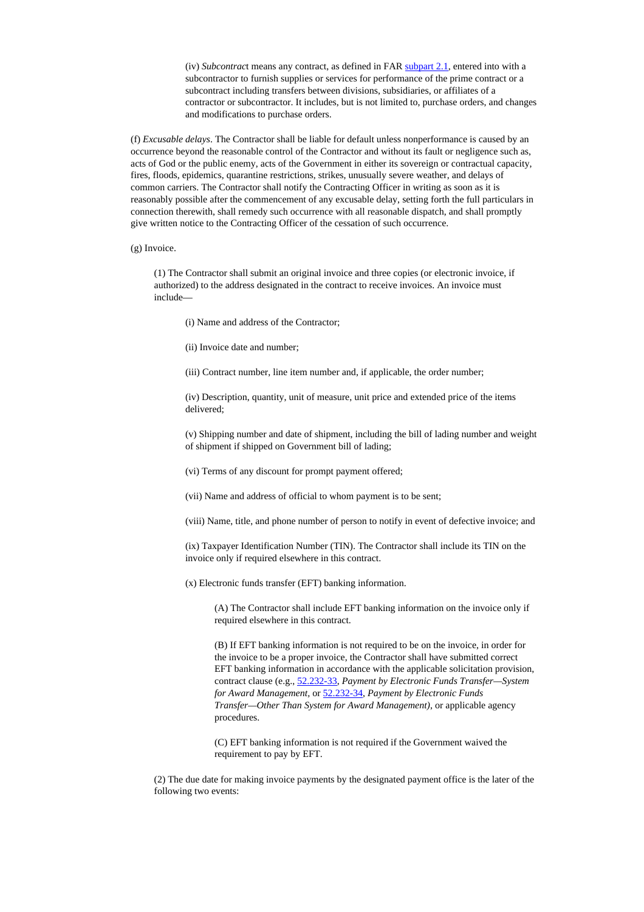(iv) *Subcontract* means any contract, as defined in FAR subpart 2.1, entered into with a subcontractor to furnish supplies or services for performance of the prime contract or a subcontract including transfers between divisions, subsidiaries, or affiliates of a contractor or subcontractor. It includes, but is not limited to, purchase orders, and changes and modifications to purchase orders.

(f) *Excusable delays*. The Contractor shall be liable for default unless nonperformance is caused by an occurrence beyond the reasonable control of the Contractor and without its fault or negligence such as, acts of God or the public enemy, acts of the Government in either its sovereign or contractual capacity, fires, floods, epidemics, quarantine restrictions, strikes, unusually severe weather, and delays of common carriers. The Contractor shall notify the Contracting Officer in writing as soon as it is reasonably possible after the commencement of any excusable delay, setting forth the full particulars in connection therewith, shall remedy such occurrence with all reasonable dispatch, and shall promptly give written notice to the Contracting Officer of the cessation of such occurrence.

(g) Invoice.

(1) The Contractor shall submit an original invoice and three copies (or electronic invoice, if authorized) to the address designated in the contract to receive invoices. An invoice must include—

(i) Name and address of the Contractor;

(ii) Invoice date and number;

(iii) Contract number, line item number and, if applicable, the order number;

(iv) Description, quantity, unit of measure, unit price and extended price of the items delivered;

(v) Shipping number and date of shipment, including the bill of lading number and weight of shipment if shipped on Government bill of lading;

(vi) Terms of any discount for prompt payment offered;

(vii) Name and address of official to whom payment is to be sent;

(viii) Name, title, and phone number of person to notify in event of defective invoice; and

(ix) Taxpayer Identification Number (TIN). The Contractor shall include its TIN on the invoice only if required elsewhere in this contract.

(x) Electronic funds transfer (EFT) banking information.

(A) The Contractor shall include EFT banking information on the invoice only if required elsewhere in this contract.

(B) If EFT banking information is not required to be on the invoice, in order for the invoice to be a proper invoice, the Contractor shall have submitted correct EFT banking information in accordance with the applicable solicitation provision, contract clause (e.g., 52.232-33, *Payment by Electronic Funds Transfer—System for Award Management*, or 52.232-34, *Payment by Electronic Funds Transfer—Other Than System for Award Management)*, or applicable agency procedures.

(C) EFT banking information is not required if the Government waived the requirement to pay by EFT.

(2) The due date for making invoice payments by the designated payment office is the later of the following two events: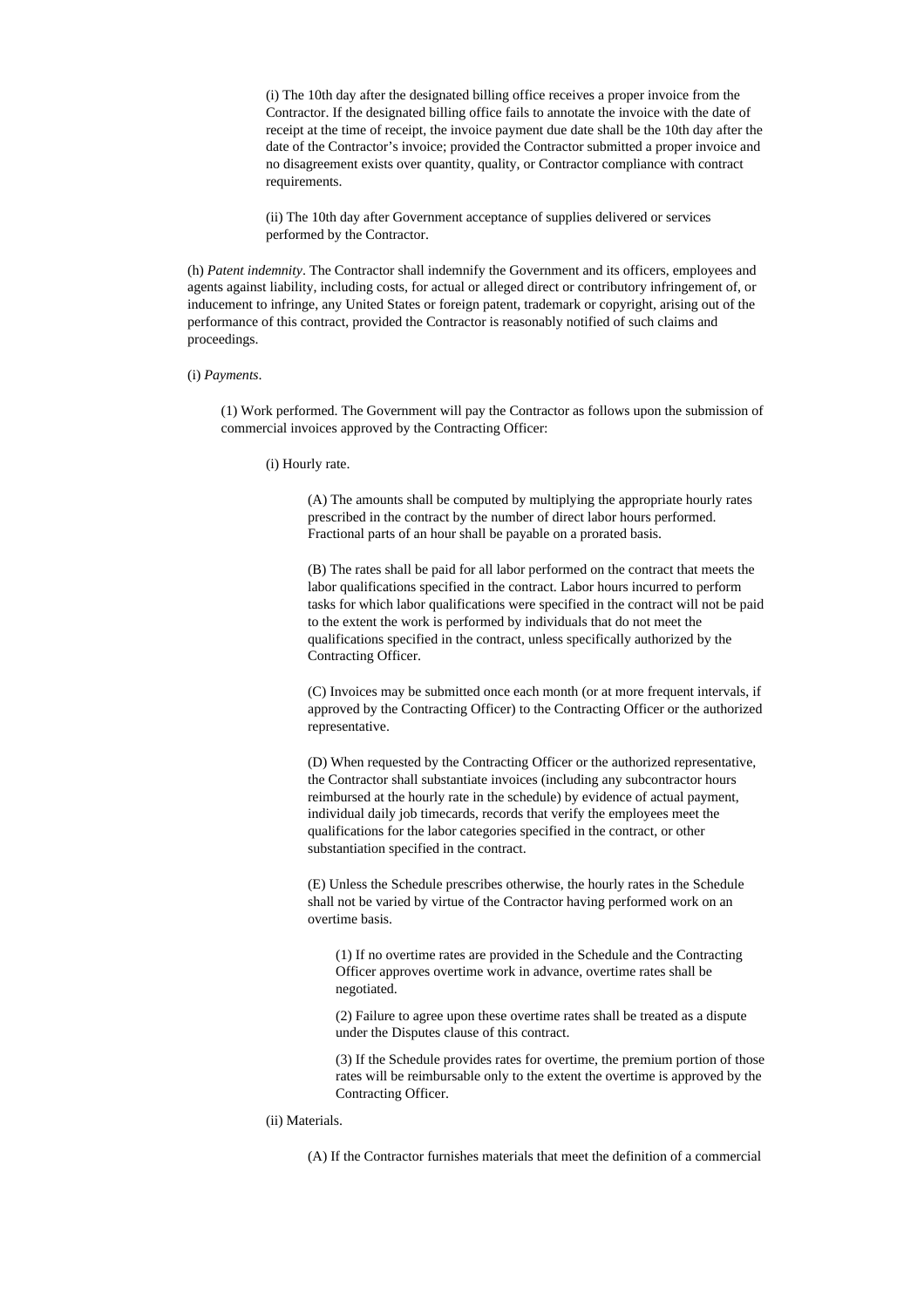(i) The 10th day after the designated billing office receives a proper invoice from the Contractor. If the designated billing office fails to annotate the invoice with the date of receipt at the time of receipt, the invoice payment due date shall be the 10th day after the date of the Contractor's invoice; provided the Contractor submitted a proper invoice and no disagreement exists over quantity, quality, or Contractor compliance with contract requirements.

(ii) The 10th day after Government acceptance of supplies delivered or services performed by the Contractor.

(h) *Patent indemnity*. The Contractor shall indemnify the Government and its officers, employees and agents against liability, including costs, for actual or alleged direct or contributory infringement of, or inducement to infringe, any United States or foreign patent, trademark or copyright, arising out of the performance of this contract, provided the Contractor is reasonably notified of such claims and proceedings.

(i) *Payments*.

(1) Work performed. The Government will pay the Contractor as follows upon the submission of commercial invoices approved by the Contracting Officer:

(i) Hourly rate.

(A) The amounts shall be computed by multiplying the appropriate hourly rates prescribed in the contract by the number of direct labor hours performed. Fractional parts of an hour shall be payable on a prorated basis.

(B) The rates shall be paid for all labor performed on the contract that meets the labor qualifications specified in the contract. Labor hours incurred to perform tasks for which labor qualifications were specified in the contract will not be paid to the extent the work is performed by individuals that do not meet the qualifications specified in the contract, unless specifically authorized by the Contracting Officer.

(C) Invoices may be submitted once each month (or at more frequent intervals, if approved by the Contracting Officer) to the Contracting Officer or the authorized representative.

(D) When requested by the Contracting Officer or the authorized representative, the Contractor shall substantiate invoices (including any subcontractor hours reimbursed at the hourly rate in the schedule) by evidence of actual payment, individual daily job timecards, records that verify the employees meet the qualifications for the labor categories specified in the contract, or other substantiation specified in the contract.

(E) Unless the Schedule prescribes otherwise, the hourly rates in the Schedule shall not be varied by virtue of the Contractor having performed work on an overtime basis.

(1) If no overtime rates are provided in the Schedule and the Contracting Officer approves overtime work in advance, overtime rates shall be negotiated.

(2) Failure to agree upon these overtime rates shall be treated as a dispute under the Disputes clause of this contract.

(3) If the Schedule provides rates for overtime, the premium portion of those rates will be reimbursable only to the extent the overtime is approved by the Contracting Officer.

(ii) Materials.

(A) If the Contractor furnishes materials that meet the definition of a commercial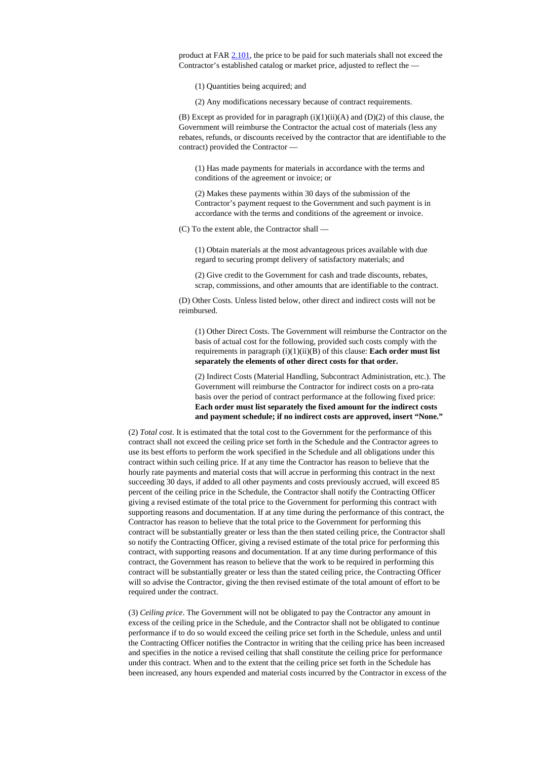product at FAR 2.101, the price to be paid for such materials shall not exceed the Contractor's established catalog or market price, adjusted to reflect the —

(1) Quantities being acquired; and

(2) Any modifications necessary because of contract requirements.

(B) Except as provided for in paragraph (i)(1)(ii)(A) and (D)(2) of this clause, the Government will reimburse the Contractor the actual cost of materials (less any rebates, refunds, or discounts received by the contractor that are identifiable to the contract) provided the Contractor —

(1) Has made payments for materials in accordance with the terms and conditions of the agreement or invoice; or

(2) Makes these payments within 30 days of the submission of the Contractor's payment request to the Government and such payment is in accordance with the terms and conditions of the agreement or invoice.

(C) To the extent able, the Contractor shall —

(1) Obtain materials at the most advantageous prices available with due regard to securing prompt delivery of satisfactory materials; and

(2) Give credit to the Government for cash and trade discounts, rebates, scrap, commissions, and other amounts that are identifiable to the contract.

(D) Other Costs. Unless listed below, other direct and indirect costs will not be reimbursed.

(1) Other Direct Costs. The Government will reimburse the Contractor on the basis of actual cost for the following, provided such costs comply with the requirements in paragraph (i)(1)(ii)(B) of this clause: **Each order must list separately the elements of other direct costs for that order.**

(2) Indirect Costs (Material Handling, Subcontract Administration, etc.). The Government will reimburse the Contractor for indirect costs on a pro-rata basis over the period of contract performance at the following fixed price: **Each order must list separately the fixed amount for the indirect costs and payment schedule; if no indirect costs are approved, insert "None."**

(2) *Total cost*. It is estimated that the total cost to the Government for the performance of this contract shall not exceed the ceiling price set forth in the Schedule and the Contractor agrees to use its best efforts to perform the work specified in the Schedule and all obligations under this contract within such ceiling price. If at any time the Contractor has reason to believe that the hourly rate payments and material costs that will accrue in performing this contract in the next succeeding 30 days, if added to all other payments and costs previously accrued, will exceed 85 percent of the ceiling price in the Schedule, the Contractor shall notify the Contracting Officer giving a revised estimate of the total price to the Government for performing this contract with supporting reasons and documentation. If at any time during the performance of this contract, the Contractor has reason to believe that the total price to the Government for performing this contract will be substantially greater or less than the then stated ceiling price, the Contractor shall so notify the Contracting Officer, giving a revised estimate of the total price for performing this contract, with supporting reasons and documentation. If at any time during performance of this contract, the Government has reason to believe that the work to be required in performing this contract will be substantially greater or less than the stated ceiling price, the Contracting Officer will so advise the Contractor, giving the then revised estimate of the total amount of effort to be required under the contract.

(3) *Ceiling price*. The Government will not be obligated to pay the Contractor any amount in excess of the ceiling price in the Schedule, and the Contractor shall not be obligated to continue performance if to do so would exceed the ceiling price set forth in the Schedule, unless and until the Contracting Officer notifies the Contractor in writing that the ceiling price has been increased and specifies in the notice a revised ceiling that shall constitute the ceiling price for performance under this contract. When and to the extent that the ceiling price set forth in the Schedule has been increased, any hours expended and material costs incurred by the Contractor in excess of the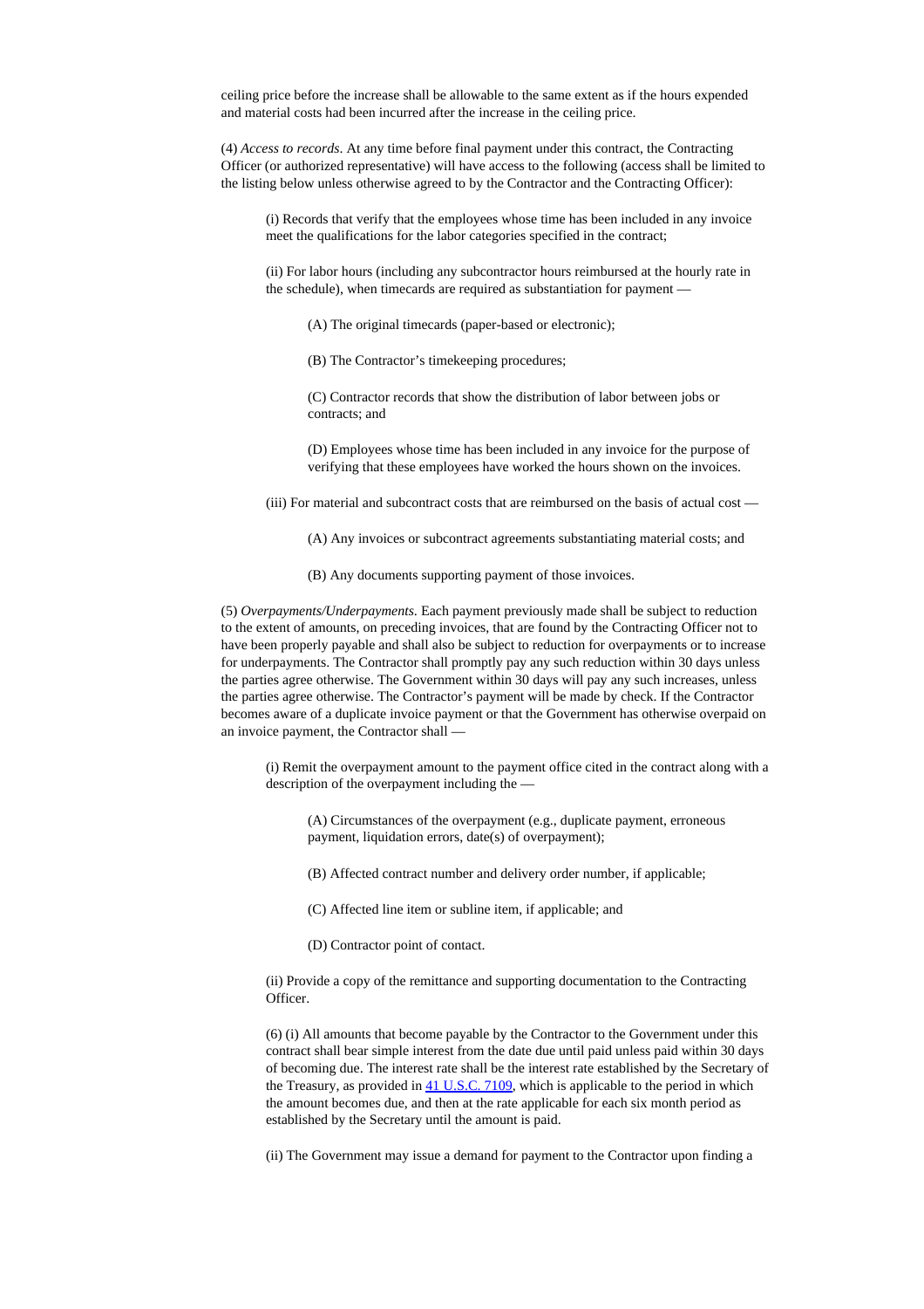ceiling price before the increase shall be allowable to the same extent as if the hours expended and material costs had been incurred after the increase in the ceiling price.

(4) *Access to records*. At any time before final payment under this contract, the Contracting Officer (or authorized representative) will have access to the following (access shall be limited to the listing below unless otherwise agreed to by the Contractor and the Contracting Officer):

(i) Records that verify that the employees whose time has been included in any invoice meet the qualifications for the labor categories specified in the contract;

(ii) For labor hours (including any subcontractor hours reimbursed at the hourly rate in the schedule), when timecards are required as substantiation for payment —

(A) The original timecards (paper-based or electronic);

(B) The Contractor's timekeeping procedures;

(C) Contractor records that show the distribution of labor between jobs or contracts; and

(D) Employees whose time has been included in any invoice for the purpose of verifying that these employees have worked the hours shown on the invoices.

(iii) For material and subcontract costs that are reimbursed on the basis of actual cost —

(A) Any invoices or subcontract agreements substantiating material costs; and

(B) Any documents supporting payment of those invoices.

(5) *Overpayments/Underpayments*. Each payment previously made shall be subject to reduction to the extent of amounts, on preceding invoices, that are found by the Contracting Officer not to have been properly payable and shall also be subject to reduction for overpayments or to increase for underpayments. The Contractor shall promptly pay any such reduction within 30 days unless the parties agree otherwise. The Government within 30 days will pay any such increases, unless the parties agree otherwise. The Contractor's payment will be made by check. If the Contractor becomes aware of a duplicate invoice payment or that the Government has otherwise overpaid on an invoice payment, the Contractor shall —

(i) Remit the overpayment amount to the payment office cited in the contract along with a description of the overpayment including the —

(A) Circumstances of the overpayment (e.g., duplicate payment, erroneous payment, liquidation errors, date(s) of overpayment);

(B) Affected contract number and delivery order number, if applicable;

(C) Affected line item or subline item, if applicable; and

(D) Contractor point of contact.

(ii) Provide a copy of the remittance and supporting documentation to the Contracting Officer.

(6) (i) All amounts that become payable by the Contractor to the Government under this contract shall bear simple interest from the date due until paid unless paid within 30 days of becoming due. The interest rate shall be the interest rate established by the Secretary of the Treasury, as provided in [41 U.S.C. 7109](), which is applicable to the period in which the amount becomes due, and then at the rate applicable for each six month period as established by the Secretary until the amount is paid.

(ii) The Government may issue a demand for payment to the Contractor upon finding a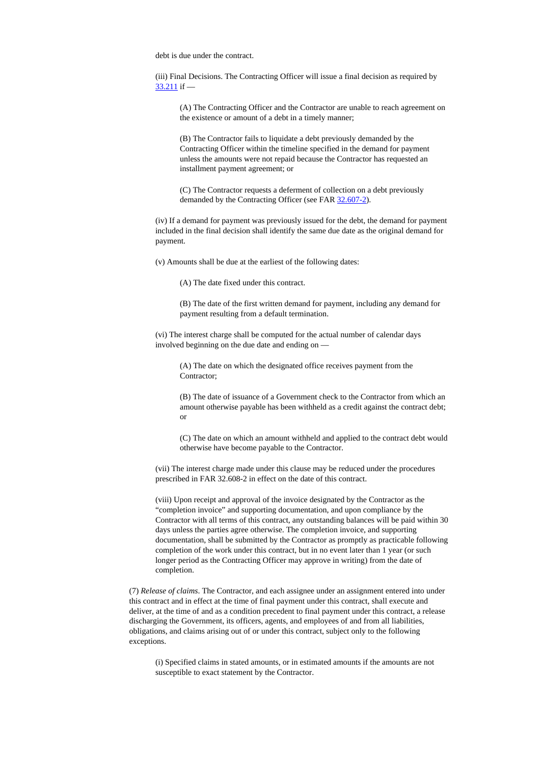debt is due under the contract.

(iii) Final Decisions. The Contracting Officer will issue a final decision as required by 33.211 if —

(A) The Contracting Officer and the Contractor are unable to reach agreement on the existence or amount of a debt in a timely manner;

(B) The Contractor fails to liquidate a debt previously demanded by the Contracting Officer within the timeline specified in the demand for payment unless the amounts were not repaid because the Contractor has requested an installment payment agreement; or

(C) The Contractor requests a deferment of collection on a debt previously demanded by the Contracting Officer (see FAR 32.607-2).

(iv) If a demand for payment was previously issued for the debt, the demand for payment included in the final decision shall identify the same due date as the original demand for payment.

(v) Amounts shall be due at the earliest of the following dates:

(A) The date fixed under this contract.

(B) The date of the first written demand for payment, including any demand for payment resulting from a default termination.

(vi) The interest charge shall be computed for the actual number of calendar days involved beginning on the due date and ending on —

(A) The date on which the designated office receives payment from the Contractor;

(B) The date of issuance of a Government check to the Contractor from which an amount otherwise payable has been withheld as a credit against the contract debt; or

(C) The date on which an amount withheld and applied to the contract debt would otherwise have become payable to the Contractor.

(vii) The interest charge made under this clause may be reduced under the procedures prescribed in FAR 32.608-2 in effect on the date of this contract.

(viii) Upon receipt and approval of the invoice designated by the Contractor as the "completion invoice" and supporting documentation, and upon compliance by the Contractor with all terms of this contract, any outstanding balances will be paid within 30 days unless the parties agree otherwise. The completion invoice, and supporting documentation, shall be submitted by the Contractor as promptly as practicable following completion of the work under this contract, but in no event later than 1 year (or such longer period as the Contracting Officer may approve in writing) from the date of completion.

(7) *Release of claims*. The Contractor, and each assignee under an assignment entered into under this contract and in effect at the time of final payment under this contract, shall execute and deliver, at the time of and as a condition precedent to final payment under this contract, a release discharging the Government, its officers, agents, and employees of and from all liabilities, obligations, and claims arising out of or under this contract, subject only to the following exceptions.

(i) Specified claims in stated amounts, or in estimated amounts if the amounts are not susceptible to exact statement by the Contractor.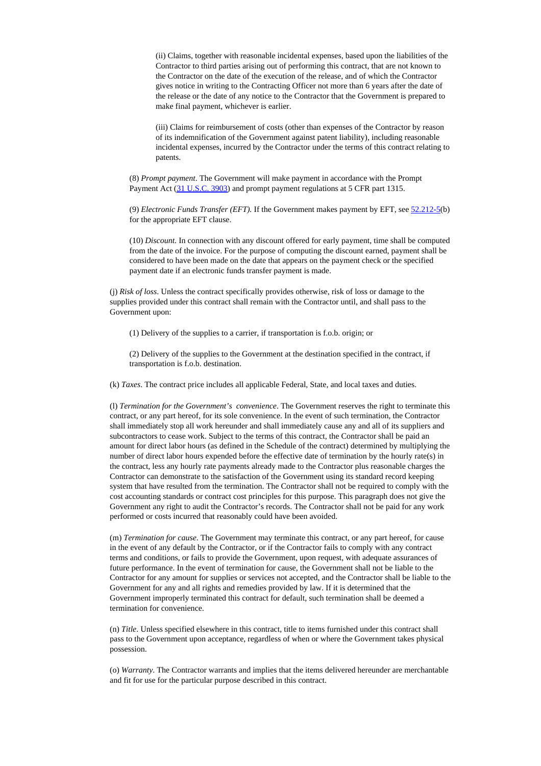(ii) Claims, together with reasonable incidental expenses, based upon the liabilities of the Contractor to third parties arising out of performing this contract, that are not known to the Contractor on the date of the execution of the release, and of which the Contractor gives notice in writing to the Contracting Officer not more than 6 years after the date of the release or the date of any notice to the Contractor that the Government is prepared to make final payment, whichever is earlier.

(iii) Claims for reimbursement of costs (other than expenses of the Contractor by reason of its indemnification of the Government against patent liability), including reasonable incidental expenses, incurred by the Contractor under the terms of this contract relating to patents.

(8) *Prompt payment*. The Government will make payment in accordance with the Prompt Payment Act (31 U.S.C. 3903) and prompt payment regulations at 5 CFR part 1315.

(9) *Electronic Funds Transfer (EFT).* If the Government makes payment by EFT, see 52.212-5(b) for the appropriate EFT clause.

(10) *Discount.* In connection with any discount offered for early payment, time shall be computed from the date of the invoice. For the purpose of computing the discount earned, payment shall be considered to have been made on the date that appears on the payment check or the specified payment date if an electronic funds transfer payment is made.

(j) *Risk of loss*. Unless the contract specifically provides otherwise, risk of loss or damage to the supplies provided under this contract shall remain with the Contractor until, and shall pass to the Government upon:

(1) Delivery of the supplies to a carrier, if transportation is f.o.b. origin; or

(2) Delivery of the supplies to the Government at the destination specified in the contract, if transportation is f.o.b. destination.

(k) *Taxes*. The contract price includes all applicable Federal, State, and local taxes and duties.

(l) *Termination for the Government's convenience*. The Government reserves the right to terminate this contract, or any part hereof, for its sole convenience. In the event of such termination, the Contractor shall immediately stop all work hereunder and shall immediately cause any and all of its suppliers and subcontractors to cease work. Subject to the terms of this contract, the Contractor shall be paid an amount for direct labor hours (as defined in the Schedule of the contract) determined by multiplying the number of direct labor hours expended before the effective date of termination by the hourly rate(s) in the contract, less any hourly rate payments already made to the Contractor plus reasonable charges the Contractor can demonstrate to the satisfaction of the Government using its standard record keeping system that have resulted from the termination. The Contractor shall not be required to comply with the cost accounting standards or contract cost principles for this purpose. This paragraph does not give the Government any right to audit the Contractor's records. The Contractor shall not be paid for any work performed or costs incurred that reasonably could have been avoided.

(m) *Termination for cause*. The Government may terminate this contract, or any part hereof, for cause in the event of any default by the Contractor, or if the Contractor fails to comply with any contract terms and conditions, or fails to provide the Government, upon request, with adequate assurances of future performance. In the event of termination for cause, the Government shall not be liable to the Contractor for any amount for supplies or services not accepted, and the Contractor shall be liable to the Government for any and all rights and remedies provided by law. If it is determined that the Government improperly terminated this contract for default, such termination shall be deemed a termination for convenience.

(n) *Title*. Unless specified elsewhere in this contract, title to items furnished under this contract shall pass to the Government upon acceptance, regardless of when or where the Government takes physical possession.

(o) *Warranty*. The Contractor warrants and implies that the items delivered hereunder are merchantable and fit for use for the particular purpose described in this contract.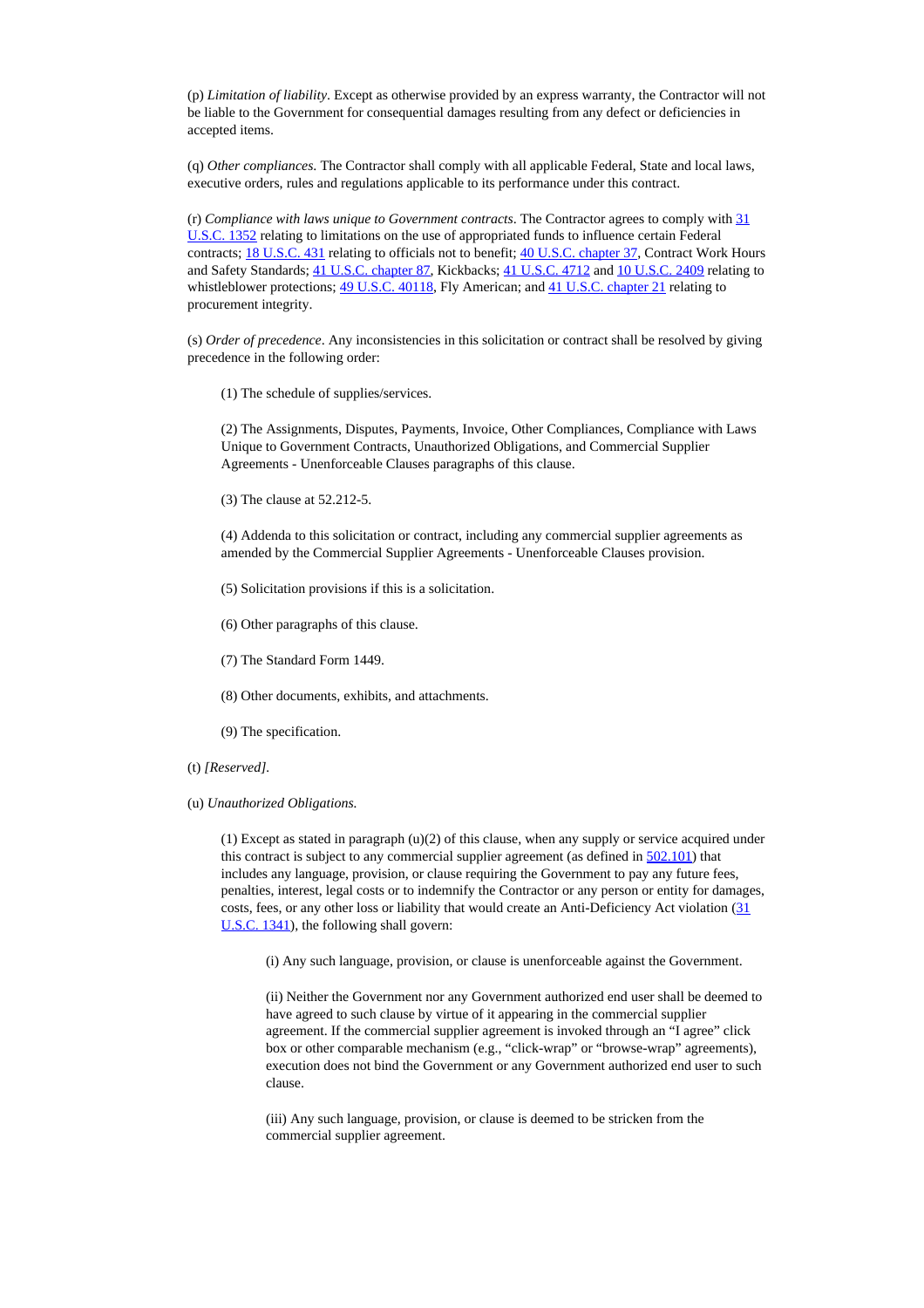(p) *Limitation of liability*. Except as otherwise provided by an express warranty, the Contractor will not be liable to the Government for consequential damages resulting from any defect or deficiencies in accepted items.

(q) *Other compliances.* The Contractor shall comply with all applicable Federal, State and local laws, executive orders, rules and regulations applicable to its performance under this contract.

(r) *Compliance with laws unique to Government contracts*. The Contractor agrees to comply with 31 U.S.C. 1352 relating to limitations on the use of appropriated funds to influence certain Federal contracts; 18 U.S.C. 431 relating to officials not to benefit; 40 U.S.C. chapter 37, Contract Work Hours and Safety Standards; 41 U.S.C. chapter 87, Kickbacks; 41 U.S.C. 4712 and 10 U.S.C. 2409 relating to whistleblower protections; 49 U.S.C. 40118, Fly American; and 41 U.S.C. chapter 21 relating to procurement integrity.

(s) *Order of precedence*. Any inconsistencies in this solicitation or contract shall be resolved by giving precedence in the following order:

(1) The schedule of supplies/services.

(2) The Assignments, Disputes, Payments, Invoice, Other Compliances, Compliance with Laws Unique to Government Contracts, Unauthorized Obligations, and Commercial Supplier Agreements - Unenforceable Clauses paragraphs of this clause.

(3) The clause at 52.212-5.

(4) Addenda to this solicitation or contract, including any commercial supplier agreements as amended by the Commercial Supplier Agreements - Unenforceable Clauses provision.

(5) Solicitation provisions if this is a solicitation.

(6) Other paragraphs of this clause.

(7) The Standard Form 1449.

(8) Other documents, exhibits, and attachments.

(9) The specification.

(t) *[Reserved].*

(u) *Unauthorized Obligations.*

(1) Except as stated in paragraph (u)(2) of this clause, when any supply or service acquired under this contract is subject to any commercial supplier agreement (as defined in 502.101) that includes any language, provision, or clause requiring the Government to pay any future fees, penalties, interest, legal costs or to indemnify the Contractor or any person or entity for damages, costs, fees, or any other loss or liability that would create an Anti-Deficiency Act violation (31 U.S.C. 1341), the following shall govern:

(i) Any such language, provision, or clause is unenforceable against the Government.

(ii) Neither the Government nor any Government authorized end user shall be deemed to have agreed to such clause by virtue of it appearing in the commercial supplier agreement. If the commercial supplier agreement is invoked through an “I agree” click box or other comparable mechanism (e.g., “click-wrap” or “browse-wrap” agreements), execution does not bind the Government or any Government authorized end user to such clause.

(iii) Any such language, provision, or clause is deemed to be stricken from the commercial supplier agreement.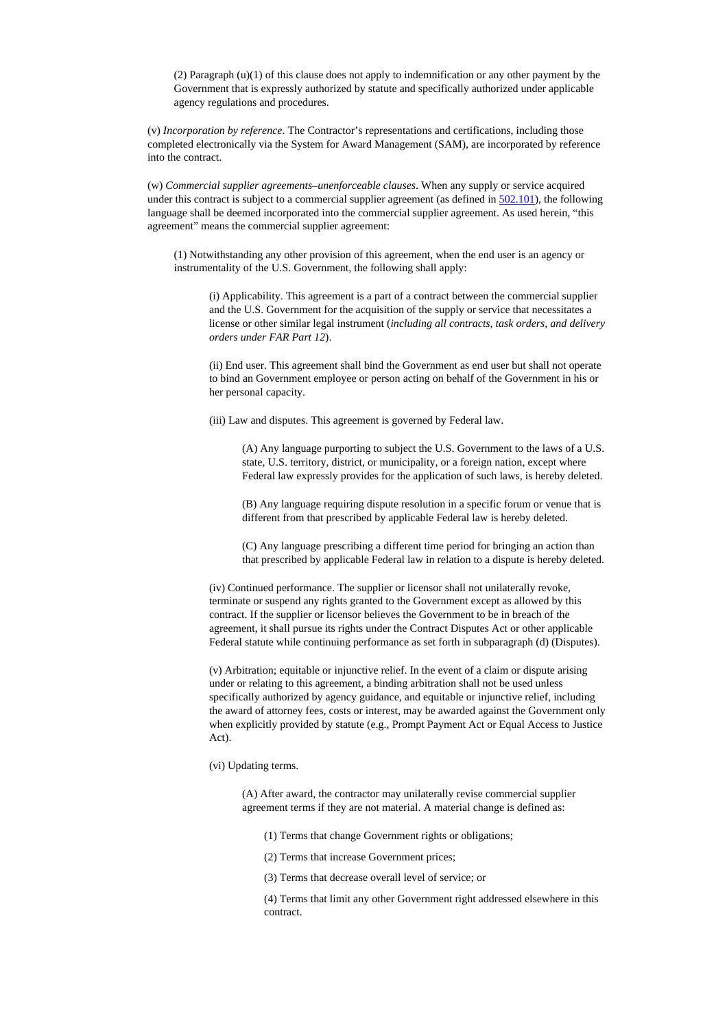(2) Paragraph (u)(1) of this clause does not apply to indemnification or any other payment by the Government that is expressly authorized by statute and specifically authorized under applicable agency regulations and procedures.

(v) *Incorporation by reference*. The Contractor's representations and certifications, including those completed electronically via the System for Award Management (SAM), are incorporated by reference into the contract.

(w) *Commercial supplier agreements–unenforceable clauses*. When any supply or service acquired under this contract is subject to a commercial supplier agreement (as defined in 502.101), the following language shall be deemed incorporated into the commercial supplier agreement. As used herein, "this agreement" means the commercial supplier agreement:

(1) Notwithstanding any other provision of this agreement, when the end user is an agency or instrumentality of the U.S. Government, the following shall apply:

(i) Applicability. This agreement is a part of a contract between the commercial supplier and the U.S. Government for the acquisition of the supply or service that necessitates a license or other similar legal instrument (*including all contracts, task orders, and delivery orders under FAR Part 12*).

(ii) End user. This agreement shall bind the Government as end user but shall not operate to bind an Government employee or person acting on behalf of the Government in his or her personal capacity.

(iii) Law and disputes. This agreement is governed by Federal law.

(A) Any language purporting to subject the U.S. Government to the laws of a U.S. state, U.S. territory, district, or municipality, or a foreign nation, except where Federal law expressly provides for the application of such laws, is hereby deleted.

(B) Any language requiring dispute resolution in a specific forum or venue that is different from that prescribed by applicable Federal law is hereby deleted.

(C) Any language prescribing a different time period for bringing an action than that prescribed by applicable Federal law in relation to a dispute is hereby deleted.

(iv) Continued performance. The supplier or licensor shall not unilaterally revoke, terminate or suspend any rights granted to the Government except as allowed by this contract. If the supplier or licensor believes the Government to be in breach of the agreement, it shall pursue its rights under the Contract Disputes Act or other applicable Federal statute while continuing performance as set forth in subparagraph (d) (Disputes).

(v) Arbitration; equitable or injunctive relief. In the event of a claim or dispute arising under or relating to this agreement, a binding arbitration shall not be used unless specifically authorized by agency guidance, and equitable or injunctive relief, including the award of attorney fees, costs or interest, may be awarded against the Government only when explicitly provided by statute (e.g., Prompt Payment Act or Equal Access to Justice Act).

(vi) Updating terms.

(A) After award, the contractor may unilaterally revise commercial supplier agreement terms if they are not material. A material change is defined as:

(1) Terms that change Government rights or obligations;

(2) Terms that increase Government prices;

(3) Terms that decrease overall level of service; or

(4) Terms that limit any other Government right addressed elsewhere in this contract.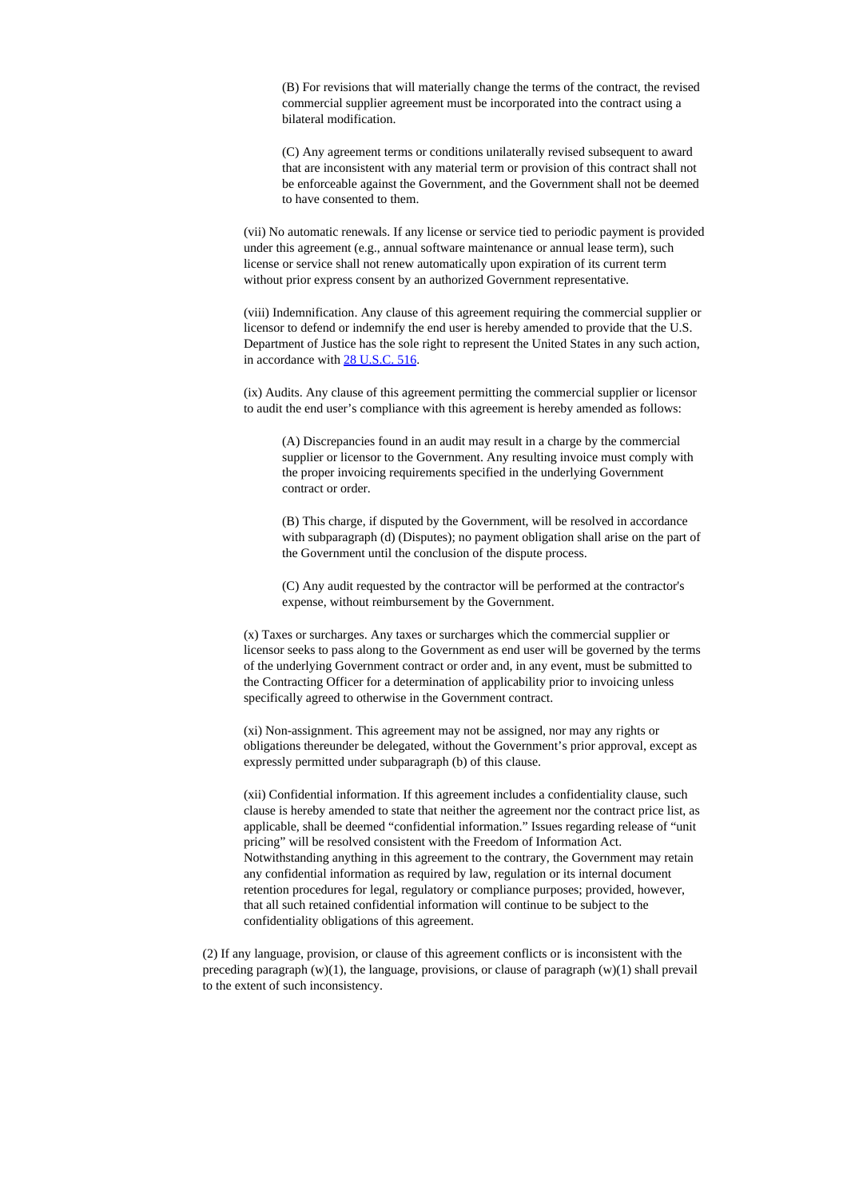(B) For revisions that will materially change the terms of the contract, the revised commercial supplier agreement must be incorporated into the contract using a bilateral modification.

(C) Any agreement terms or conditions unilaterally revised subsequent to award that are inconsistent with any material term or provision of this contract shall not be enforceable against the Government, and the Government shall not be deemed to have consented to them.

(vii) No automatic renewals. If any license or service tied to periodic payment is provided under this agreement (e.g., annual software maintenance or annual lease term), such license or service shall not renew automatically upon expiration of its current term without prior express consent by an authorized Government representative.

(viii) Indemnification. Any clause of this agreement requiring the commercial supplier or licensor to defend or indemnify the end user is hereby amended to provide that the U.S. Department of Justice has the sole right to represent the United States in any such action, in accordance with [28 U.S.C. 516](28 U.S.C. 516).

(ix) Audits. Any clause of this agreement permitting the commercial supplier or licensor to audit the end user's compliance with this agreement is hereby amended as follows:

(A) Discrepancies found in an audit may result in a charge by the commercial supplier or licensor to the Government. Any resulting invoice must comply with the proper invoicing requirements specified in the underlying Government contract or order.

(B) This charge, if disputed by the Government, will be resolved in accordance with subparagraph (d) (Disputes); no payment obligation shall arise on the part of the Government until the conclusion of the dispute process.

(C) Any audit requested by the contractor will be performed at the contractor's expense, without reimbursement by the Government.

(x) Taxes or surcharges. Any taxes or surcharges which the commercial supplier or licensor seeks to pass along to the Government as end user will be governed by the terms of the underlying Government contract or order and, in any event, must be submitted to the Contracting Officer for a determination of applicability prior to invoicing unless specifically agreed to otherwise in the Government contract.

(xi) Non-assignment. This agreement may not be assigned, nor may any rights or obligations thereunder be delegated, without the Government's prior approval, except as expressly permitted under subparagraph (b) of this clause.

(xii) Confidential information. If this agreement includes a confidentiality clause, such clause is hereby amended to state that neither the agreement nor the contract price list, as applicable, shall be deemed "confidential information." Issues regarding release of "unit pricing" will be resolved consistent with the Freedom of Information Act. Notwithstanding anything in this agreement to the contrary, the Government may retain any confidential information as required by law, regulation or its internal document retention procedures for legal, regulatory or compliance purposes; provided, however, that all such retained confidential information will continue to be subject to the confidentiality obligations of this agreement.

(2) If any language, provision, or clause of this agreement conflicts or is inconsistent with the preceding paragraph (w)(1), the language, provisions, or clause of paragraph (w)(1) shall prevail to the extent of such inconsistency.